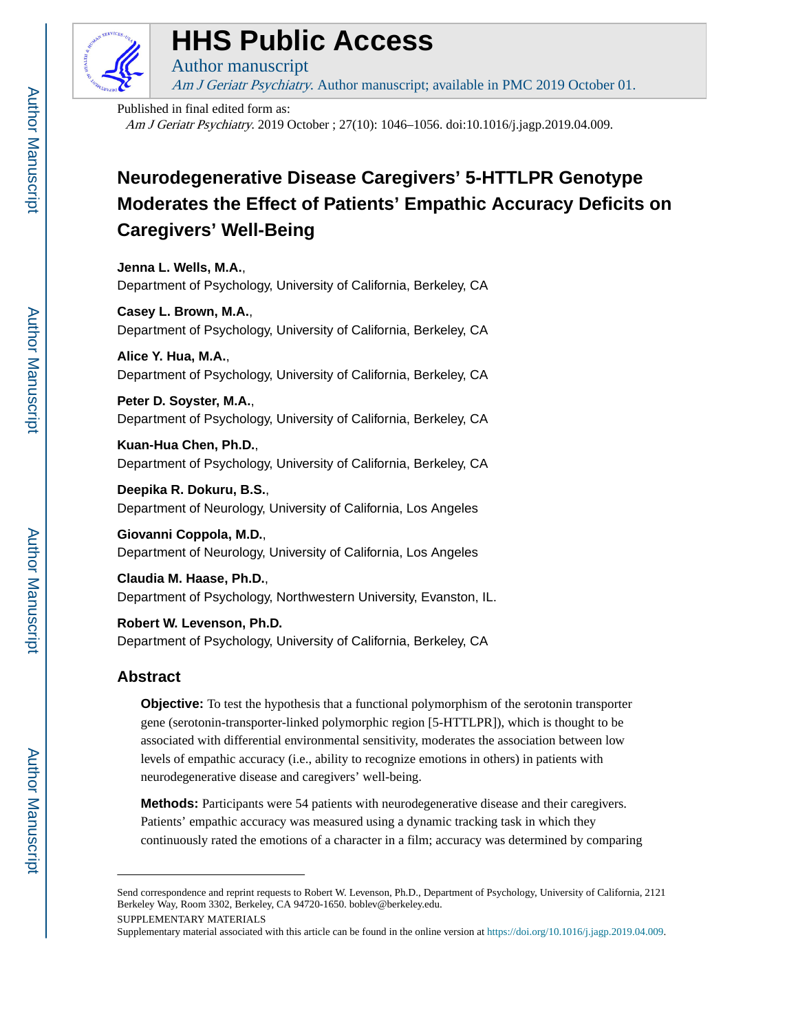# HHS Public Access

Author manuscript

*Am J Geriatr Psychiatry*. Author manuscript; available in PMC 2019 October 01.

Published in final edited form as:

*Am J Geriatr Psychiatry*. 2019 October ; 27(10): 1046–1056. doi:10.1016/j.jagp.2019.04.009.

# Neurodegenerative Disease Caregivers' 5-HTTLPR Genotype Moderates the Effect of Patients' Empathic Accuracy Deficits on Caregivers' Well-Being

**Jenna L. Wells, M.A.**,
Department of Psychology, University of California, Berkeley, CA

**Casey L. Brown, M.A.**,
Department of Psychology, University of California, Berkeley, CA

**Alice Y. Hua, M.A.**,
Department of Psychology, University of California, Berkeley, CA

**Peter D. Soyster, M.A.**,
Department of Psychology, University of California, Berkeley, CA

**Kuan-Hua Chen, Ph.D.**,
Department of Psychology, University of California, Berkeley, CA

**Deepika R. Dokuru, B.S.**,
Department of Neurology, University of California, Los Angeles

**Giovanni Coppola, M.D.**,
Department of Neurology, University of California, Los Angeles

**Claudia M. Haase, Ph.D.**,
Department of Psychology, Northwestern University, Evanston, IL.

**Robert W. Levenson, Ph.D.**
Department of Psychology, University of California, Berkeley, CA

## Abstract

**Objective:** To test the hypothesis that a functional polymorphism of the serotonin transporter gene (serotonin-transporter-linked polymorphic region [5-HTTLPR]), which is thought to be associated with differential environmental sensitivity, moderates the association between low levels of empathic accuracy (i.e., ability to recognize emotions in others) in patients with neurodegenerative disease and caregivers' well-being.

**Methods:** Participants were 54 patients with neurodegenerative disease and their caregivers. Patients' empathic accuracy was measured using a dynamic tracking task in which they continuously rated the emotions of a character in a film; accuracy was determined by comparing

---

Send correspondence and reprint requests to Robert W. Levenson, Ph.D., Department of Psychology, University of California, 2121 Berkeley Way, Room 3302, Berkeley, CA 94720-1650. boblev@berkeley.edu.

SUPPLEMENTARY MATERIALS

Supplementary material associated with this article can be found in the online version at https://doi.org/10.1016/j.jagp.2019.04.009.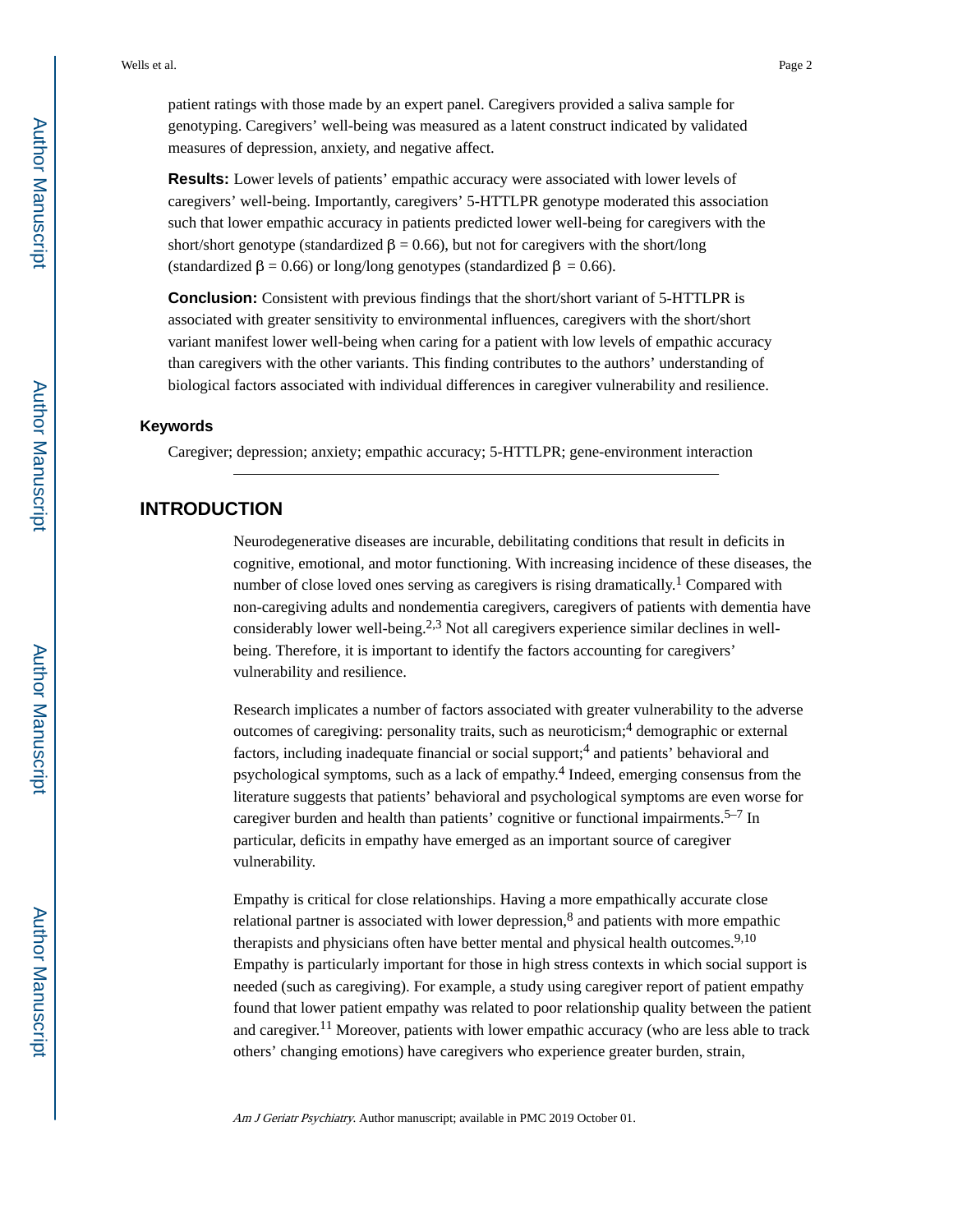patient ratings with those made by an expert panel. Caregivers provided a saliva sample for genotyping. Caregivers' well-being was measured as a latent construct indicated by validated measures of depression, anxiety, and negative affect.

**Results:** Lower levels of patients' empathic accuracy were associated with lower levels of caregivers' well-being. Importantly, caregivers' 5-HTTLPR genotype moderated this association such that lower empathic accuracy in patients predicted lower well-being for caregivers with the short/short genotype (standardized $\beta = 0.66$), but not for caregivers with the short/long (standardized $\beta = 0.66$) or long/long genotypes (standardized $\beta = 0.66$).

**Conclusion:** Consistent with previous findings that the short/short variant of 5-HTTLPR is associated with greater sensitivity to environmental influences, caregivers with the short/short variant manifest lower well-being when caring for a patient with low levels of empathic accuracy than caregivers with the other variants. This finding contributes to the authors' understanding of biological factors associated with individual differences in caregiver vulnerability and resilience.

### Keywords

Caregiver; depression; anxiety; empathic accuracy; 5-HTTLPR; gene-environment interaction

## INTRODUCTION

Neurodegenerative diseases are incurable, debilitating conditions that result in deficits in cognitive, emotional, and motor functioning. With increasing incidence of these diseases, the number of close loved ones serving as caregivers is rising dramatically.[1] Compared with non-caregiving adults and nondementia caregivers, caregivers of patients with dementia have considerably lower well-being.[2,3] Not all caregivers experience similar declines in well-being. Therefore, it is important to identify the factors accounting for caregivers' vulnerability and resilience.

Research implicates a number of factors associated with greater vulnerability to the adverse outcomes of caregiving: personality traits, such as neuroticism;[4] demographic or external factors, including inadequate financial or social support;[4] and patients' behavioral and psychological symptoms, such as a lack of empathy.[4] Indeed, emerging consensus from the literature suggests that patients' behavioral and psychological symptoms are even worse for caregiver burden and health than patients' cognitive or functional impairments.[5–7] In particular, deficits in empathy have emerged as an important source of caregiver vulnerability.

Empathy is critical for close relationships. Having a more empathically accurate close relational partner is associated with lower depression,[8] and patients with more empathic therapists and physicians often have better mental and physical health outcomes.[9,10] Empathy is particularly important for those in high stress contexts in which social support is needed (such as caregiving). For example, a study using caregiver report of patient empathy found that lower patient empathy was related to poor relationship quality between the patient and caregiver.[11] Moreover, patients with lower empathic accuracy (who are less able to track others' changing emotions) have caregivers who experience greater burden, strain,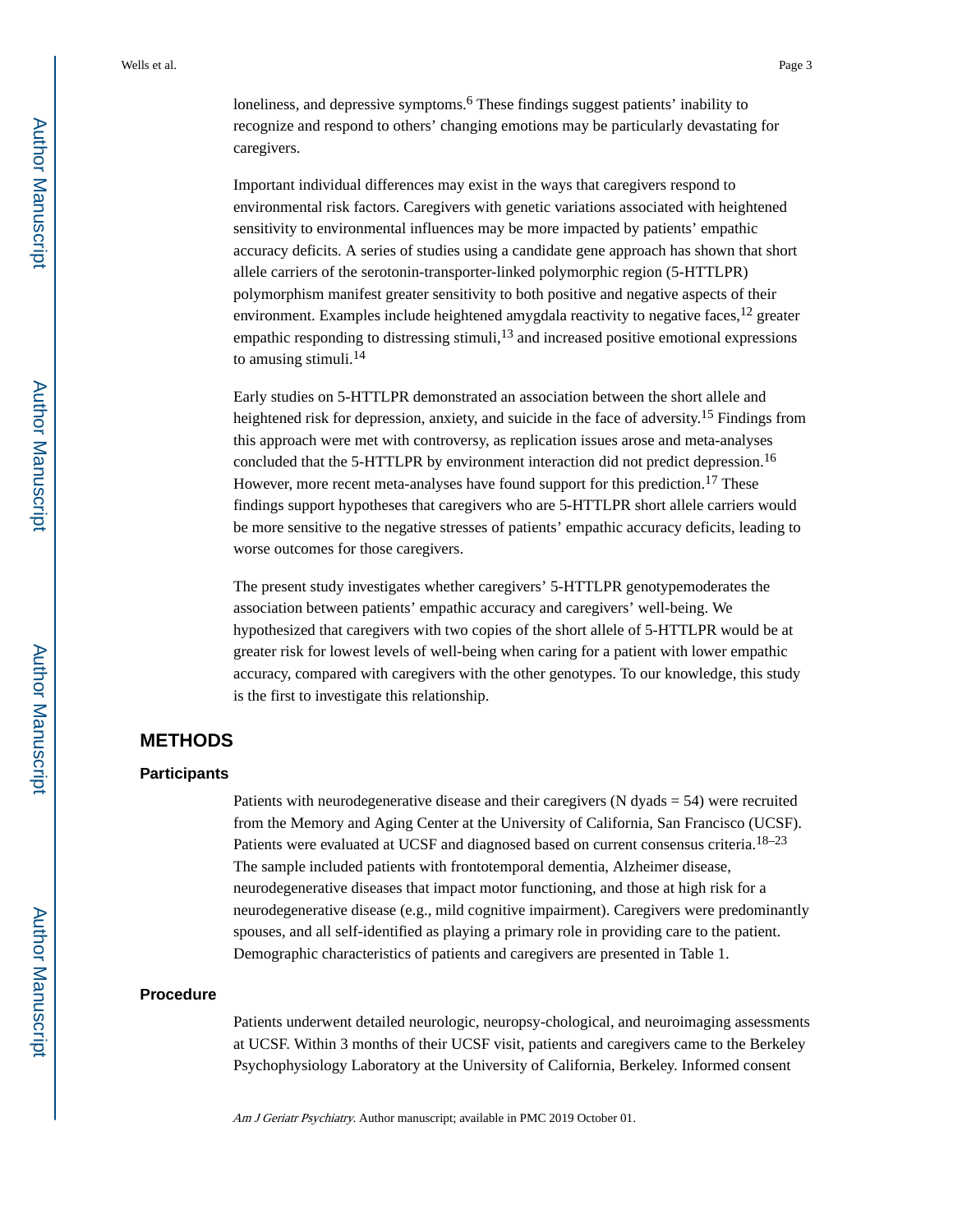loneliness, and depressive symptoms.[6] These findings suggest patients' inability to recognize and respond to others' changing emotions may be particularly devastating for caregivers.

Important individual differences may exist in the ways that caregivers respond to environmental risk factors. Caregivers with genetic variations associated with heightened sensitivity to environmental influences may be more impacted by patients' empathic accuracy deficits. A series of studies using a candidate gene approach has shown that short allele carriers of the serotonin-transporter-linked polymorphic region (5-HTTLPR) polymorphism manifest greater sensitivity to both positive and negative aspects of their environment. Examples include heightened amygdala reactivity to negative faces,[12] greater empathic responding to distressing stimuli,[13] and increased positive emotional expressions to amusing stimuli.[14]

Early studies on 5-HTTLPR demonstrated an association between the short allele and heightened risk for depression, anxiety, and suicide in the face of adversity.[15] Findings from this approach were met with controversy, as replication issues arose and meta-analyses concluded that the 5-HTTLPR by environment interaction did not predict depression.[16] However, more recent meta-analyses have found support for this prediction.[17] These findings support hypotheses that caregivers who are 5-HTTLPR short allele carriers would be more sensitive to the negative stresses of patients' empathic accuracy deficits, leading to worse outcomes for those caregivers.

The present study investigates whether caregivers' 5-HTTLPR genotypemoderates the association between patients' empathic accuracy and caregivers' well-being. We hypothesized that caregivers with two copies of the short allele of 5-HTTLPR would be at greater risk for lowest levels of well-being when caring for a patient with lower empathic accuracy, compared with caregivers with the other genotypes. To our knowledge, this study is the first to investigate this relationship.

## METHODS

### Participants

Patients with neurodegenerative disease and their caregivers (N dyads = 54) were recruited from the Memory and Aging Center at the University of California, San Francisco (UCSF). Patients were evaluated at UCSF and diagnosed based on current consensus criteria.[18–23] The sample included patients with frontotemporal dementia, Alzheimer disease, neurodegenerative diseases that impact motor functioning, and those at high risk for a neurodegenerative disease (e.g., mild cognitive impairment). Caregivers were predominantly spouses, and all self-identified as playing a primary role in providing care to the patient. Demographic characteristics of patients and caregivers are presented in Table 1.

### Procedure

Patients underwent detailed neurologic, neuropsy-chological, and neuroimaging assessments at UCSF. Within 3 months of their UCSF visit, patients and caregivers came to the Berkeley Psychophysiology Laboratory at the University of California, Berkeley. Informed consent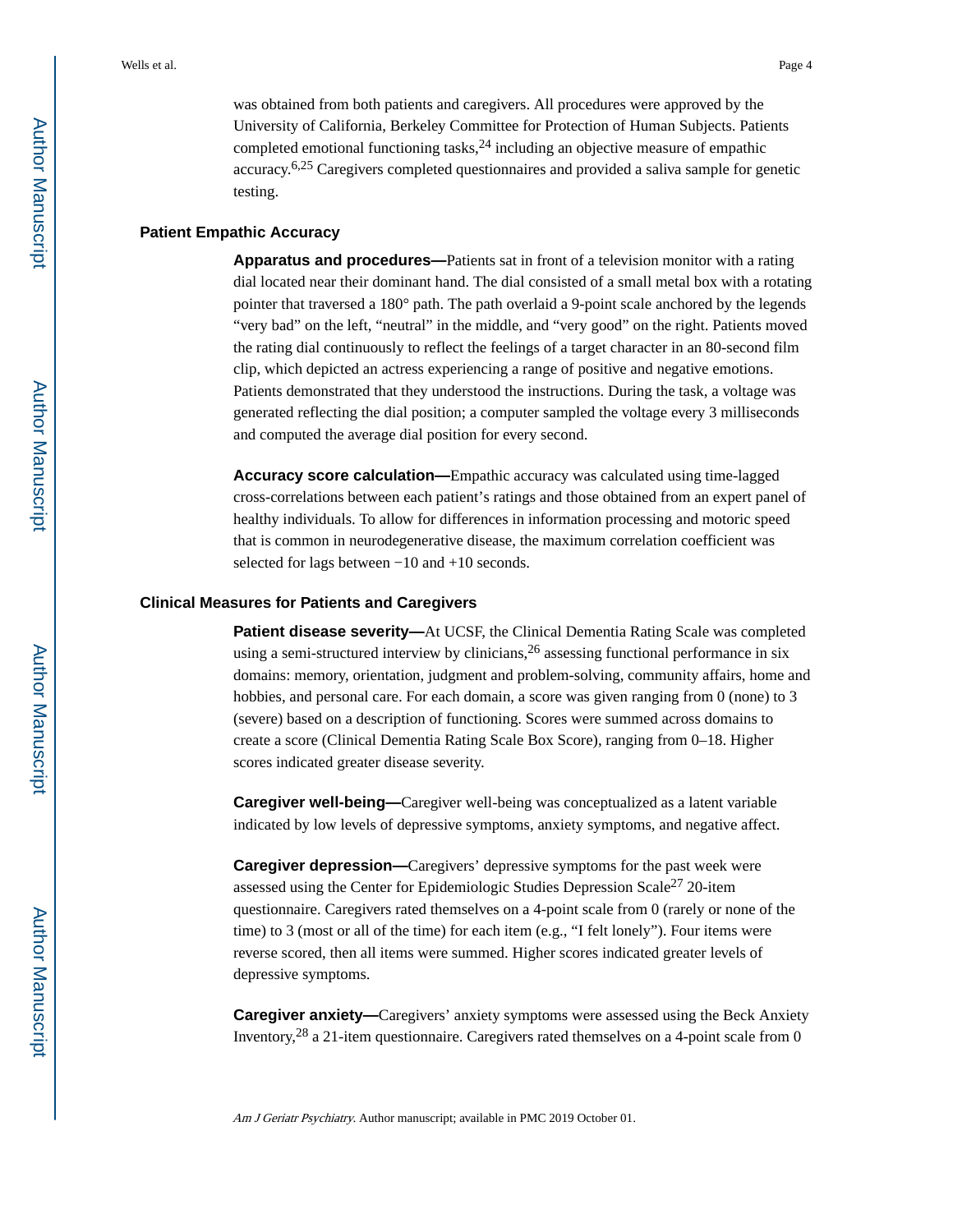was obtained from both patients and caregivers. All procedures were approved by the University of California, Berkeley Committee for Protection of Human Subjects. Patients completed emotional functioning tasks,[24] including an objective measure of empathic accuracy.[6,25] Caregivers completed questionnaires and provided a saliva sample for genetic testing.

## Patient Empathic Accuracy

**Apparatus and procedures—**Patients sat in front of a television monitor with a rating dial located near their dominant hand. The dial consisted of a small metal box with a rotating pointer that traversed a 180° path. The path overlaid a 9-point scale anchored by the legends "very bad" on the left, "neutral" in the middle, and "very good" on the right. Patients moved the rating dial continuously to reflect the feelings of a target character in an 80-second film clip, which depicted an actress experiencing a range of positive and negative emotions. Patients demonstrated that they understood the instructions. During the task, a voltage was generated reflecting the dial position; a computer sampled the voltage every 3 milliseconds and computed the average dial position for every second.

**Accuracy score calculation—**Empathic accuracy was calculated using time-lagged cross-correlations between each patient's ratings and those obtained from an expert panel of healthy individuals. To allow for differences in information processing and motoric speed that is common in neurodegenerative disease, the maximum correlation coefficient was selected for lags between −10 and +10 seconds.

## Clinical Measures for Patients and Caregivers

**Patient disease severity—**At UCSF, the Clinical Dementia Rating Scale was completed using a semi-structured interview by clinicians,[26] assessing functional performance in six domains: memory, orientation, judgment and problem-solving, community affairs, home and hobbies, and personal care. For each domain, a score was given ranging from 0 (none) to 3 (severe) based on a description of functioning. Scores were summed across domains to create a score (Clinical Dementia Rating Scale Box Score), ranging from 0–18. Higher scores indicated greater disease severity.

**Caregiver well-being—**Caregiver well-being was conceptualized as a latent variable indicated by low levels of depressive symptoms, anxiety symptoms, and negative affect.

**Caregiver depression—**Caregivers' depressive symptoms for the past week were assessed using the Center for Epidemiologic Studies Depression Scale[27] 20-item questionnaire. Caregivers rated themselves on a 4-point scale from 0 (rarely or none of the time) to 3 (most or all of the time) for each item (e.g., "I felt lonely"). Four items were reverse scored, then all items were summed. Higher scores indicated greater levels of depressive symptoms.

**Caregiver anxiety—**Caregivers' anxiety symptoms were assessed using the Beck Anxiety Inventory,[28] a 21-item questionnaire. Caregivers rated themselves on a 4-point scale from 0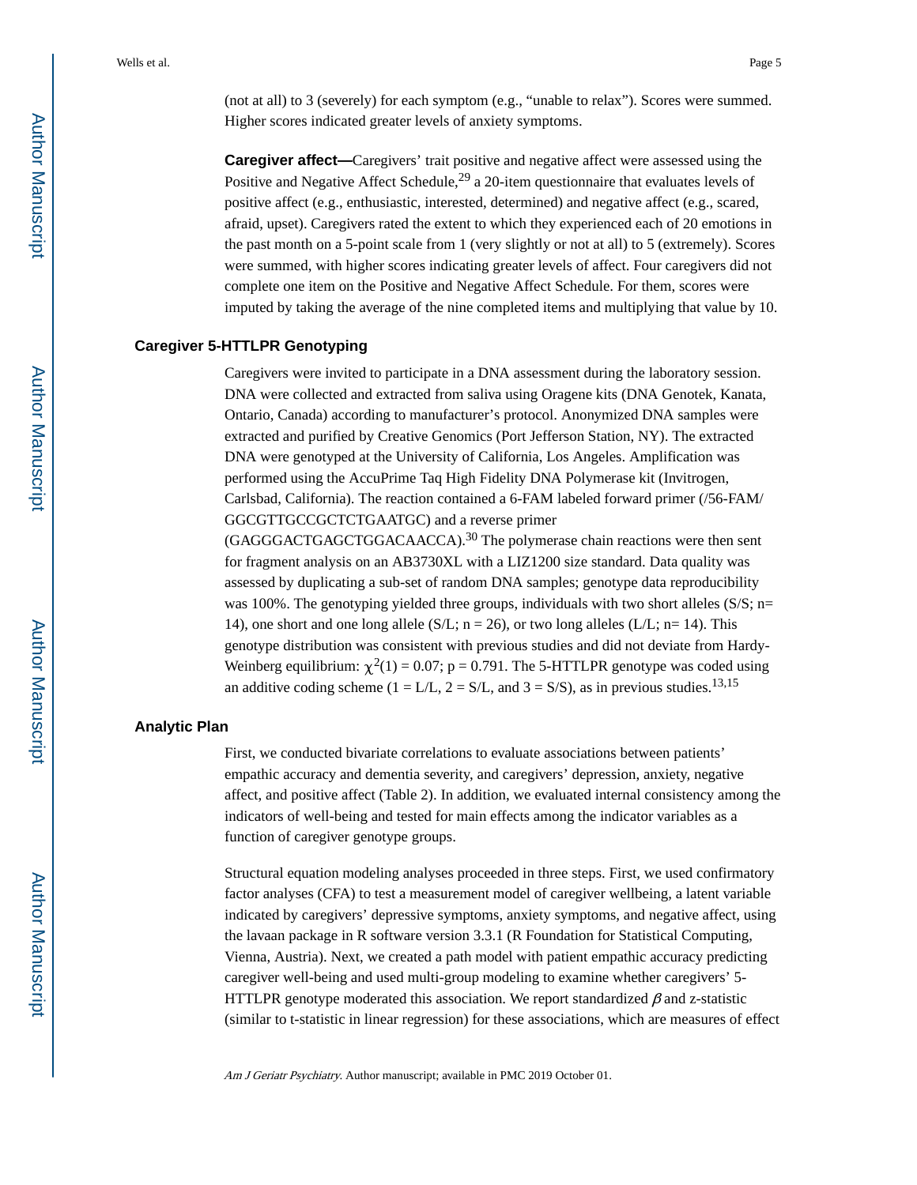(not at all) to 3 (severely) for each symptom (e.g., "unable to relax"). Scores were summed. Higher scores indicated greater levels of anxiety symptoms.

**Caregiver affect—**Caregivers' trait positive and negative affect were assessed using the Positive and Negative Affect Schedule,[29] a 20-item questionnaire that evaluates levels of positive affect (e.g., enthusiastic, interested, determined) and negative affect (e.g., scared, afraid, upset). Caregivers rated the extent to which they experienced each of 20 emotions in the past month on a 5-point scale from 1 (very slightly or not at all) to 5 (extremely). Scores were summed, with higher scores indicating greater levels of affect. Four caregivers did not complete one item on the Positive and Negative Affect Schedule. For them, scores were imputed by taking the average of the nine completed items and multiplying that value by 10.

### Caregiver 5-HTTLPR Genotyping

Caregivers were invited to participate in a DNA assessment during the laboratory session. DNA were collected and extracted from saliva using Oragene kits (DNA Genotek, Kanata, Ontario, Canada) according to manufacturer's protocol. Anonymized DNA samples were extracted and purified by Creative Genomics (Port Jefferson Station, NY). The extracted DNA were genotyped at the University of California, Los Angeles. Amplification was performed using the AccuPrime Taq High Fidelity DNA Polymerase kit (Invitrogen, Carlsbad, California). The reaction contained a 6-FAM labeled forward primer (/56-FAM/GGCGTTGCCGCTCTGAATGC) and a reverse primer (GAGGGACTGAGCTGGACAACCA).[30] The polymerase chain reactions were then sent for fragment analysis on an AB3730XL with a LIZ1200 size standard. Data quality was assessed by duplicating a sub-set of random DNA samples; genotype data reproducibility was 100%. The genotyping yielded three groups, individuals with two short alleles (S/S; n= 14), one short and one long allele (S/L; n = 26), or two long alleles (L/L; n= 14). This genotype distribution was consistent with previous studies and did not deviate from Hardy-Weinberg equilibrium: $\chi^2(1) = 0.07$; $p = 0.791$. The 5-HTTLPR genotype was coded using an additive coding scheme (1 = L/L, 2 = S/L, and 3 = S/S), as in previous studies.[13,15]

### Analytic Plan

First, we conducted bivariate correlations to evaluate associations between patients' empathic accuracy and dementia severity, and caregivers' depression, anxiety, negative affect, and positive affect (Table 2). In addition, we evaluated internal consistency among the indicators of well-being and tested for main effects among the indicator variables as a function of caregiver genotype groups.

Structural equation modeling analyses proceeded in three steps. First, we used confirmatory factor analyses (CFA) to test a measurement model of caregiver wellbeing, a latent variable indicated by caregivers' depressive symptoms, anxiety symptoms, and negative affect, using the lavaan package in R software version 3.3.1 (R Foundation for Statistical Computing, Vienna, Austria). Next, we created a path model with patient empathic accuracy predicting caregiver well-being and used multi-group modeling to examine whether caregivers' 5-HTTLPR genotype moderated this association. We report standardized $\beta$ and z-statistic (similar to t-statistic in linear regression) for these associations, which are measures of effect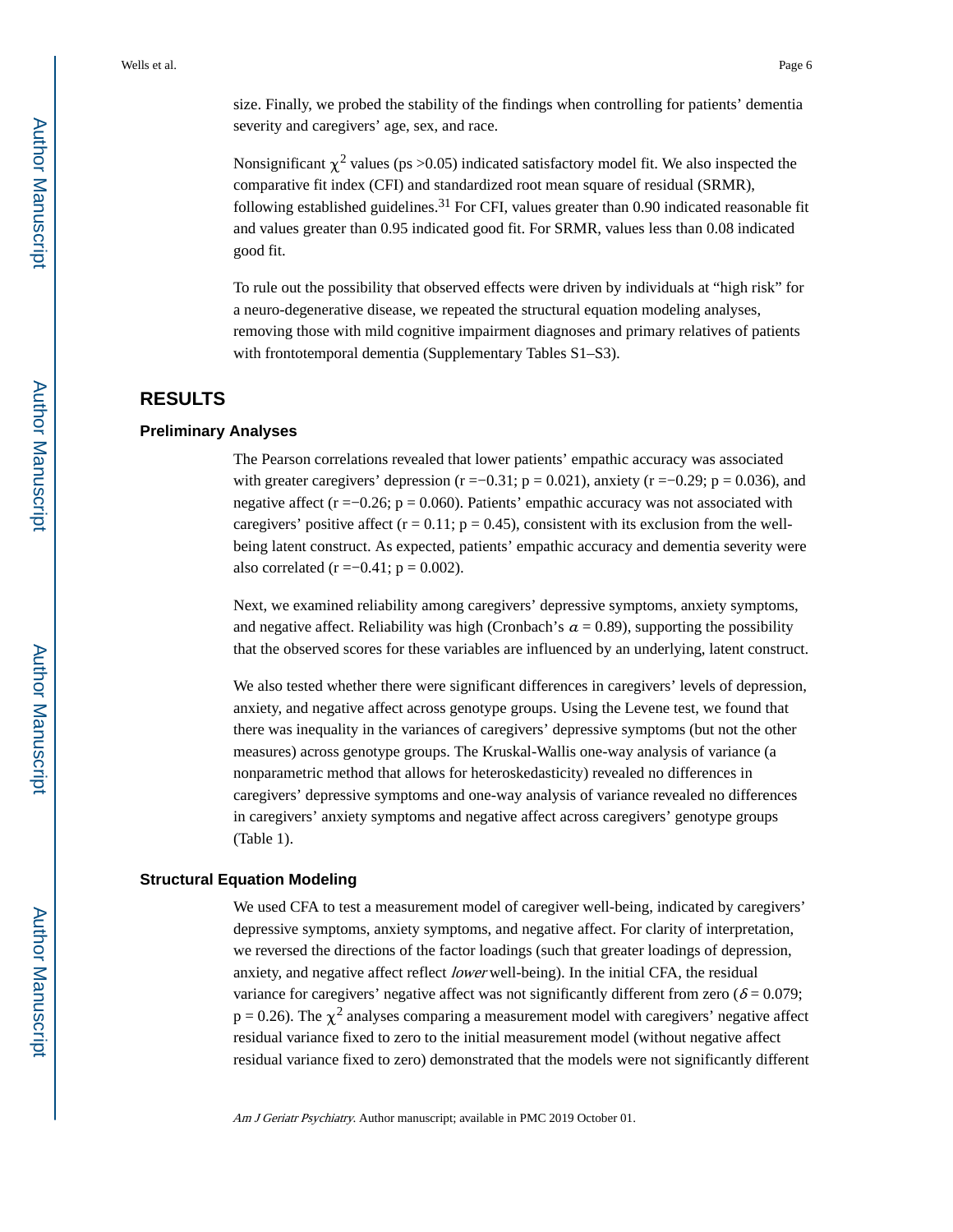size. Finally, we probed the stability of the findings when controlling for patients' dementia severity and caregivers' age, sex, and race.

Nonsignificant $\chi^2$ values (ps >0.05) indicated satisfactory model fit. We also inspected the comparative fit index (CFI) and standardized root mean square of residual (SRMR), following established guidelines.[31] For CFI, values greater than 0.90 indicated reasonable fit and values greater than 0.95 indicated good fit. For SRMR, values less than 0.08 indicated good fit.

To rule out the possibility that observed effects were driven by individuals at "high risk" for a neuro-degenerative disease, we repeated the structural equation modeling analyses, removing those with mild cognitive impairment diagnoses and primary relatives of patients with frontotemporal dementia (Supplementary Tables S1–S3).

## RESULTS

### Preliminary Analyses

The Pearson correlations revealed that lower patients' empathic accuracy was associated with greater caregivers' depression ($r = -0.31$; $p = 0.021$), anxiety ($r = -0.29$; $p = 0.036$), and negative affect ($r = -0.26$; $p = 0.060$). Patients' empathic accuracy was not associated with caregivers' positive affect ($r = 0.11$; $p = 0.45$), consistent with its exclusion from the well-being latent construct. As expected, patients' empathic accuracy and dementia severity were also correlated ($r = -0.41$; $p = 0.002$).

Next, we examined reliability among caregivers' depressive symptoms, anxiety symptoms, and negative affect. Reliability was high (Cronbach's $\alpha = 0.89$), supporting the possibility that the observed scores for these variables are influenced by an underlying, latent construct.

We also tested whether there were significant differences in caregivers' levels of depression, anxiety, and negative affect across genotype groups. Using the Levene test, we found that there was inequality in the variances of caregivers' depressive symptoms (but not the other measures) across genotype groups. The Kruskal-Wallis one-way analysis of variance (a nonparametric method that allows for heteroskedasticity) revealed no differences in caregivers' depressive symptoms and one-way analysis of variance revealed no differences in caregivers' anxiety symptoms and negative affect across caregivers' genotype groups (Table 1).

### Structural Equation Modeling

We used CFA to test a measurement model of caregiver well-being, indicated by caregivers' depressive symptoms, anxiety symptoms, and negative affect. For clarity of interpretation, we reversed the directions of the factor loadings (such that greater loadings of depression, anxiety, and negative affect reflect *lower* well-being). In the initial CFA, the residual variance for caregivers' negative affect was not significantly different from zero ($\delta = 0.079$; $p = 0.26$). The $\chi^2$ analyses comparing a measurement model with caregivers' negative affect residual variance fixed to zero to the initial measurement model (without negative affect residual variance fixed to zero) demonstrated that the models were not significantly different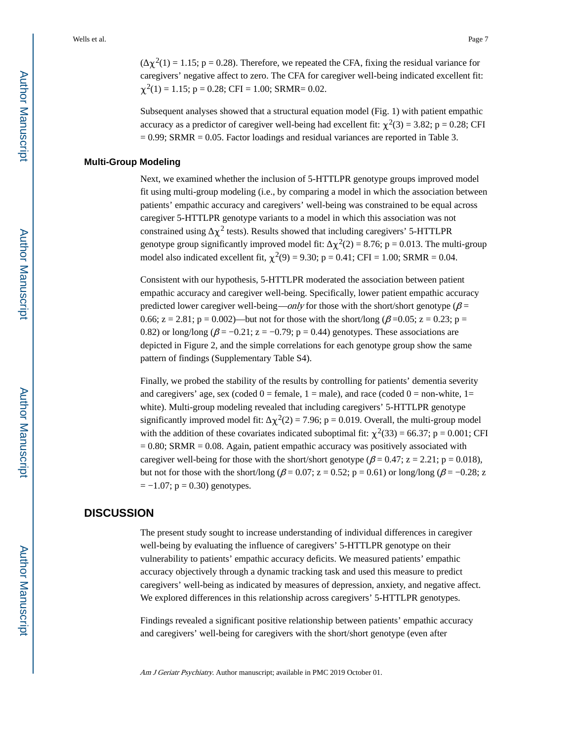($\Delta\chi^2(1) = 1.15$; $p = 0.28$). Therefore, we repeated the CFA, fixing the residual variance for caregivers' negative affect to zero. The CFA for caregiver well-being indicated excellent fit: $\chi^2(1) = 1.15$; $p = 0.28$; CFI = 1.00; SRMR= 0.02.

Subsequent analyses showed that a structural equation model (Fig. 1) with patient empathic accuracy as a predictor of caregiver well-being had excellent fit: $\chi^2(3) = 3.82$; $p = 0.28$; CFI = 0.99; SRMR = 0.05. Factor loadings and residual variances are reported in Table 3.

### Multi-Group Modeling

Next, we examined whether the inclusion of 5-HTTLPR genotype groups improved model fit using multi-group modeling (i.e., by comparing a model in which the association between patients' empathic accuracy and caregivers' well-being was constrained to be equal across caregiver 5-HTTLPR genotype variants to a model in which this association was not constrained using $\Delta\chi^2$ tests). Results showed that including caregivers' 5-HTTLPR genotype group significantly improved model fit: $\Delta\chi^2(2) = 8.76$; $p = 0.013$. The multi-group model also indicated excellent fit, $\chi^2(9) = 9.30$; $p = 0.41$; CFI = 1.00; SRMR = 0.04.

Consistent with our hypothesis, 5-HTTLPR moderated the association between patient empathic accuracy and caregiver well-being. Specifically, lower patient empathic accuracy predicted lower caregiver well-being—*only* for those with the short/short genotype ($\beta$ = 0.66; z = 2.81; p = 0.002)—but not for those with the short/long ($\beta$ =0.05; z = 0.23; p = 0.82) or long/long ($\beta$ = −0.21; z = −0.79; p = 0.44) genotypes. These associations are depicted in Figure 2, and the simple correlations for each genotype group show the same pattern of findings (Supplementary Table S4).

Finally, we probed the stability of the results by controlling for patients' dementia severity and caregivers' age, sex (coded 0 = female, 1 = male), and race (coded 0 = non-white, 1= white). Multi-group modeling revealed that including caregivers' 5-HTTLPR genotype significantly improved model fit: $\Delta\chi^2(2) = 7.96$; $p = 0.019$. Overall, the multi-group model with the addition of these covariates indicated suboptimal fit: $\chi^2(33) = 66.37$; $p = 0.001$; CFI = 0.80; SRMR = 0.08. Again, patient empathic accuracy was positively associated with caregiver well-being for those with the short/short genotype ($\beta$ = 0.47; z = 2.21; p = 0.018), but not for those with the short/long ($\beta$ = 0.07; z = 0.52; p = 0.61) or long/long ($\beta$ = −0.28; z = −1.07; p = 0.30) genotypes.

## DISCUSSION

The present study sought to increase understanding of individual differences in caregiver well-being by evaluating the influence of caregivers' 5-HTTLPR genotype on their vulnerability to patients' empathic accuracy deficits. We measured patients' empathic accuracy objectively through a dynamic tracking task and used this measure to predict caregivers' well-being as indicated by measures of depression, anxiety, and negative affect. We explored differences in this relationship across caregivers' 5-HTTLPR genotypes.

Findings revealed a significant positive relationship between patients' empathic accuracy and caregivers' well-being for caregivers with the short/short genotype (even after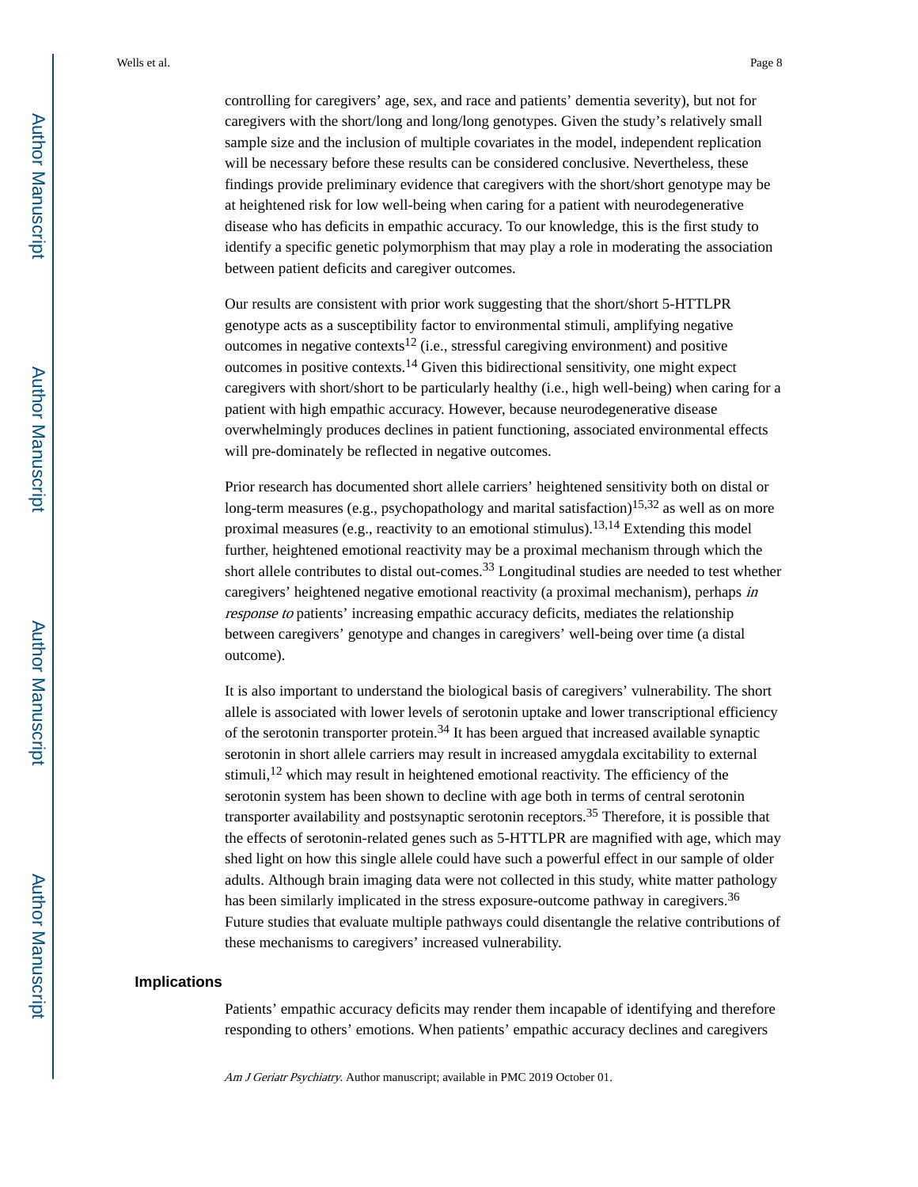controlling for caregivers' age, sex, and race and patients' dementia severity), but not for caregivers with the short/long and long/long genotypes. Given the study's relatively small sample size and the inclusion of multiple covariates in the model, independent replication will be necessary before these results can be considered conclusive. Nevertheless, these findings provide preliminary evidence that caregivers with the short/short genotype may be at heightened risk for low well-being when caring for a patient with neurodegenerative disease who has deficits in empathic accuracy. To our knowledge, this is the first study to identify a specific genetic polymorphism that may play a role in moderating the association between patient deficits and caregiver outcomes.

Our results are consistent with prior work suggesting that the short/short 5-HTTLPR genotype acts as a susceptibility factor to environmental stimuli, amplifying negative outcomes in negative contexts[12] (i.e., stressful caregiving environment) and positive outcomes in positive contexts.[14] Given this bidirectional sensitivity, one might expect caregivers with short/short to be particularly healthy (i.e., high well-being) when caring for a patient with high empathic accuracy. However, because neurodegenerative disease overwhelmingly produces declines in patient functioning, associated environmental effects will pre-dominately be reflected in negative outcomes.

Prior research has documented short allele carriers' heightened sensitivity both on distal or long-term measures (e.g., psychopathology and marital satisfaction)[15,32] as well as on more proximal measures (e.g., reactivity to an emotional stimulus).[13,14] Extending this model further, heightened emotional reactivity may be a proximal mechanism through which the short allele contributes to distal out-comes.[33] Longitudinal studies are needed to test whether caregivers' heightened negative emotional reactivity (a proximal mechanism), perhaps *in response to* patients' increasing empathic accuracy deficits, mediates the relationship between caregivers' genotype and changes in caregivers' well-being over time (a distal outcome).

It is also important to understand the biological basis of caregivers' vulnerability. The short allele is associated with lower levels of serotonin uptake and lower transcriptional efficiency of the serotonin transporter protein.[34] It has been argued that increased available synaptic serotonin in short allele carriers may result in increased amygdala excitability to external stimuli,[12] which may result in heightened emotional reactivity. The efficiency of the serotonin system has been shown to decline with age both in terms of central serotonin transporter availability and postsynaptic serotonin receptors.[35] Therefore, it is possible that the effects of serotonin-related genes such as 5-HTTLPR are magnified with age, which may shed light on how this single allele could have such a powerful effect in our sample of older adults. Although brain imaging data were not collected in this study, white matter pathology has been similarly implicated in the stress exposure-outcome pathway in caregivers.[36] Future studies that evaluate multiple pathways could disentangle the relative contributions of these mechanisms to caregivers' increased vulnerability.

## Implications

Patients' empathic accuracy deficits may render them incapable of identifying and therefore responding to others' emotions. When patients' empathic accuracy declines and caregivers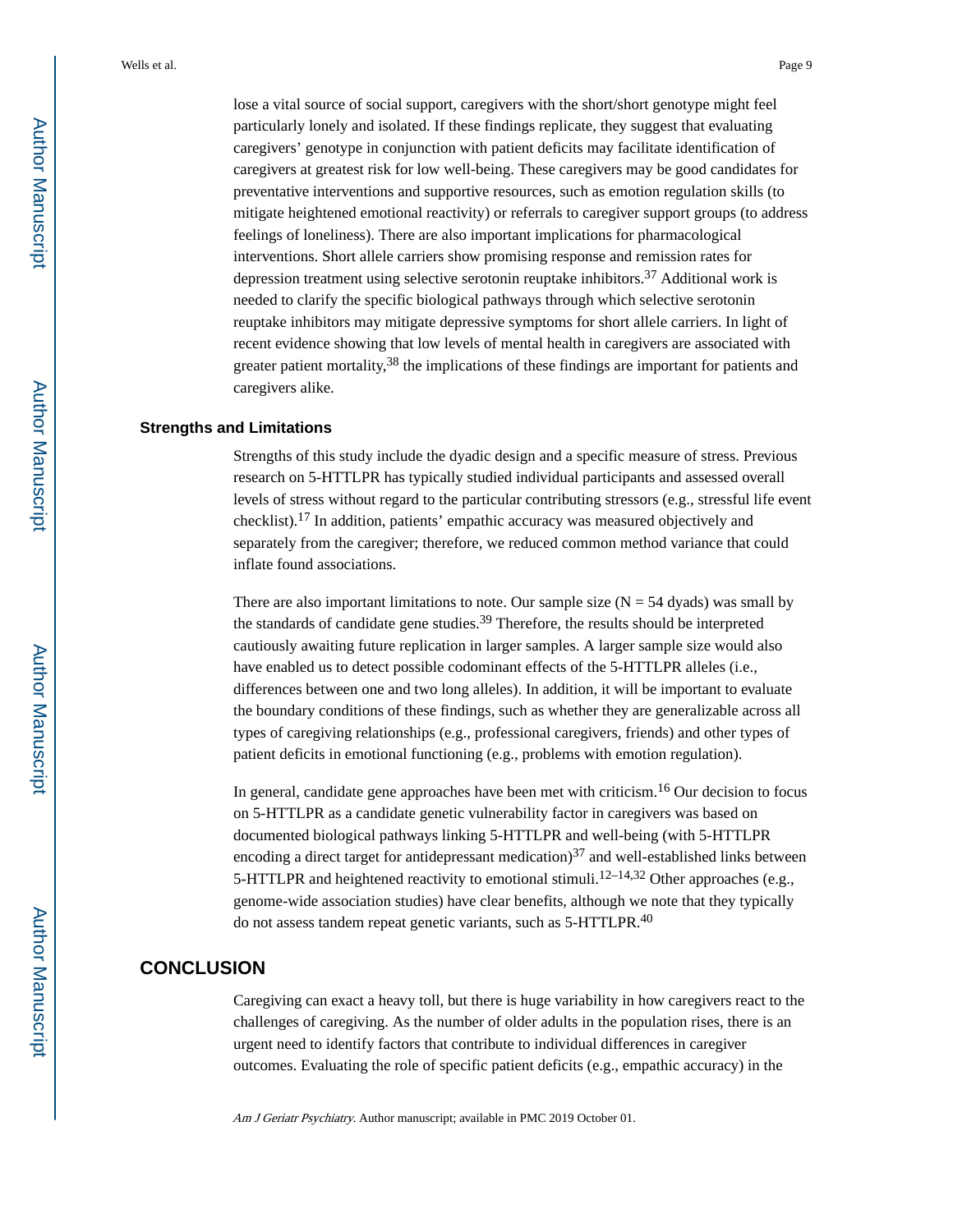lose a vital source of social support, caregivers with the short/short genotype might feel particularly lonely and isolated. If these findings replicate, they suggest that evaluating caregivers' genotype in conjunction with patient deficits may facilitate identification of caregivers at greatest risk for low well-being. These caregivers may be good candidates for preventative interventions and supportive resources, such as emotion regulation skills (to mitigate heightened emotional reactivity) or referrals to caregiver support groups (to address feelings of loneliness). There are also important implications for pharmacological interventions. Short allele carriers show promising response and remission rates for depression treatment using selective serotonin reuptake inhibitors.[37] Additional work is needed to clarify the specific biological pathways through which selective serotonin reuptake inhibitors may mitigate depressive symptoms for short allele carriers. In light of recent evidence showing that low levels of mental health in caregivers are associated with greater patient mortality,[38] the implications of these findings are important for patients and caregivers alike.

### Strengths and Limitations

Strengths of this study include the dyadic design and a specific measure of stress. Previous research on 5-HTTLPR has typically studied individual participants and assessed overall levels of stress without regard to the particular contributing stressors (e.g., stressful life event checklist).[17] In addition, patients' empathic accuracy was measured objectively and separately from the caregiver; therefore, we reduced common method variance that could inflate found associations.

There are also important limitations to note. Our sample size (N = 54 dyads) was small by the standards of candidate gene studies.[39] Therefore, the results should be interpreted cautiously awaiting future replication in larger samples. A larger sample size would also have enabled us to detect possible codominant effects of the 5-HTTLPR alleles (i.e., differences between one and two long alleles). In addition, it will be important to evaluate the boundary conditions of these findings, such as whether they are generalizable across all types of caregiving relationships (e.g., professional caregivers, friends) and other types of patient deficits in emotional functioning (e.g., problems with emotion regulation).

In general, candidate gene approaches have been met with criticism.[16] Our decision to focus on 5-HTTLPR as a candidate genetic vulnerability factor in caregivers was based on documented biological pathways linking 5-HTTLPR and well-being (with 5-HTTLPR encoding a direct target for antidepressant medication)[37] and well-established links between 5-HTTLPR and heightened reactivity to emotional stimuli.[12–14,32] Other approaches (e.g., genome-wide association studies) have clear benefits, although we note that they typically do not assess tandem repeat genetic variants, such as 5-HTTLPR.[40]

## CONCLUSION

Caregiving can exact a heavy toll, but there is huge variability in how caregivers react to the challenges of caregiving. As the number of older adults in the population rises, there is an urgent need to identify factors that contribute to individual differences in caregiver outcomes. Evaluating the role of specific patient deficits (e.g., empathic accuracy) in the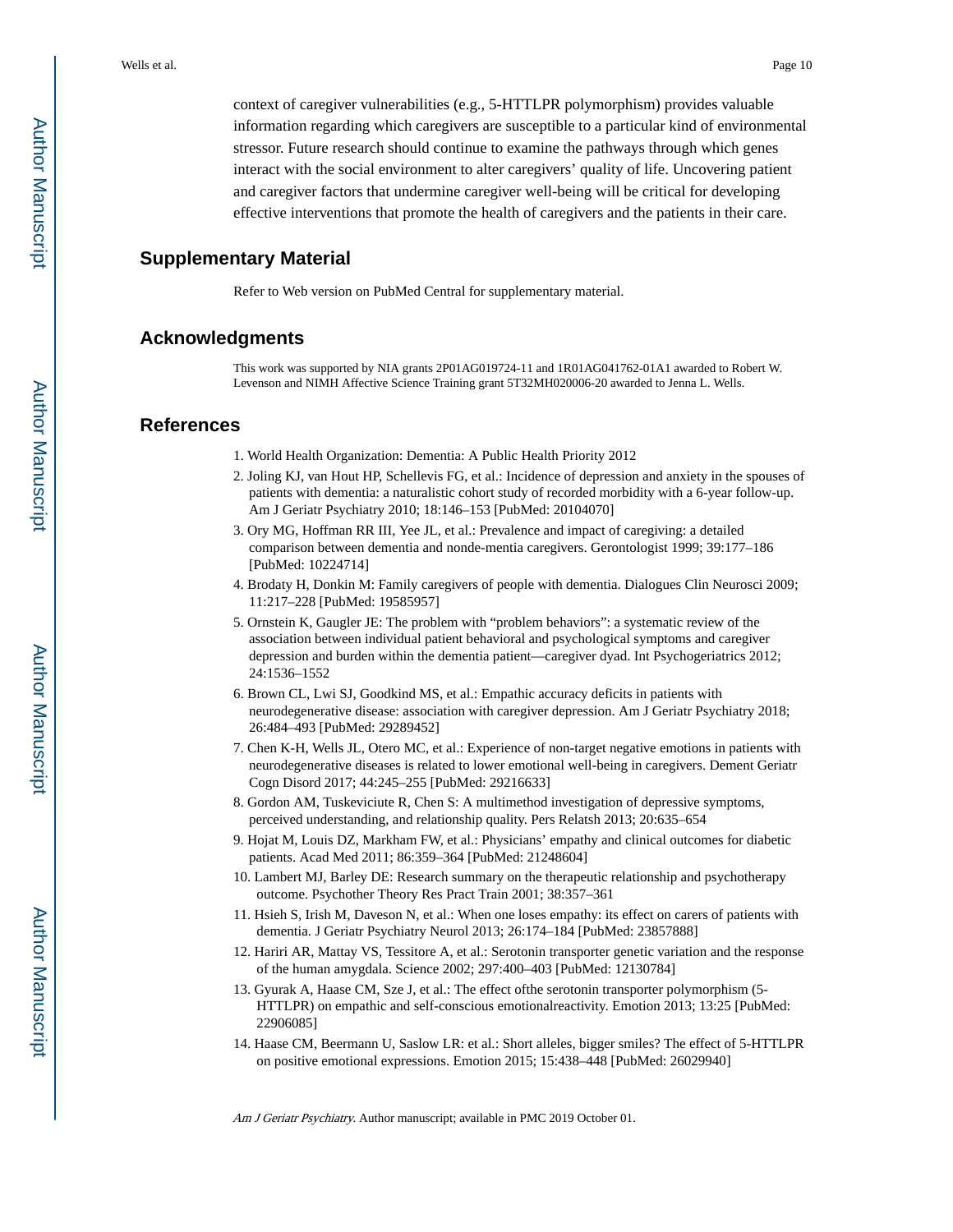context of caregiver vulnerabilities (e.g., 5-HTTLPR polymorphism) provides valuable information regarding which caregivers are susceptible to a particular kind of environmental stressor. Future research should continue to examine the pathways through which genes interact with the social environment to alter caregivers' quality of life. Uncovering patient and caregiver factors that undermine caregiver well-being will be critical for developing effective interventions that promote the health of caregivers and the patients in their care.

## Supplementary Material

Refer to Web version on PubMed Central for supplementary material.

## Acknowledgments

This work was supported by NIA grants 2P01AG019724-11 and 1R01AG041762-01A1 awarded to Robert W. Levenson and NIMH Affective Science Training grant 5T32MH020006-20 awarded to Jenna L. Wells.

## References

1. World Health Organization: Dementia: A Public Health Priority 2012
2. Joling KJ, van Hout HP, Schellevis FG, et al.: Incidence of depression and anxiety in the spouses of patients with dementia: a naturalistic cohort study of recorded morbidity with a 6-year follow-up. Am J Geriatr Psychiatry 2010; 18:146–153 [PubMed: 20104070]
3. Ory MG, Hoffman RR III, Yee JL, et al.: Prevalence and impact of caregiving: a detailed comparison between dementia and nonde-mentia caregivers. Gerontologist 1999; 39:177–186 [PubMed: 10224714]
4. Brodaty H, Donkin M: Family caregivers of people with dementia. Dialogues Clin Neurosci 2009; 11:217–228 [PubMed: 19585957]
5. Ornstein K, Gaugler JE: The problem with "problem behaviors": a systematic review of the association between individual patient behavioral and psychological symptoms and caregiver depression and burden within the dementia patient—caregiver dyad. Int Psychogeriatrics 2012; 24:1536–1552
6. Brown CL, Lwi SJ, Goodkind MS, et al.: Empathic accuracy deficits in patients with neurodegenerative disease: association with caregiver depression. Am J Geriatr Psychiatry 2018; 26:484–493 [PubMed: 29289452]
7. Chen K-H, Wells JL, Otero MC, et al.: Experience of non-target negative emotions in patients with neurodegenerative diseases is related to lower emotional well-being in caregivers. Dement Geriatr Cogn Disord 2017; 44:245–255 [PubMed: 29216633]
8. Gordon AM, Tuskeviciute R, Chen S: A multimethod investigation of depressive symptoms, perceived understanding, and relationship quality. Pers Relatsh 2013; 20:635–654
9. Hojat M, Louis DZ, Markham FW, et al.: Physicians' empathy and clinical outcomes for diabetic patients. Acad Med 2011; 86:359–364 [PubMed: 21248604]
10. Lambert MJ, Barley DE: Research summary on the therapeutic relationship and psychotherapy outcome. Psychother Theory Res Pract Train 2001; 38:357–361
11. Hsieh S, Irish M, Daveson N, et al.: When one loses empathy: its effect on carers of patients with dementia. J Geriatr Psychiatry Neurol 2013; 26:174–184 [PubMed: 23857888]
12. Hariri AR, Mattay VS, Tessitore A, et al.: Serotonin transporter genetic variation and the response of the human amygdala. Science 2002; 297:400–403 [PubMed: 12130784]
13. Gyurak A, Haase CM, Sze J, et al.: The effect ofthe serotonin transporter polymorphism (5-HTTLPR) on empathic and self-conscious emotionalreactivity. Emotion 2013; 13:25 [PubMed: 22906085]
14. Haase CM, Beermann U, Saslow LR: et al.: Short alleles, bigger smiles? The effect of 5-HTTLPR on positive emotional expressions. Emotion 2015; 15:438–448 [PubMed: 26029940]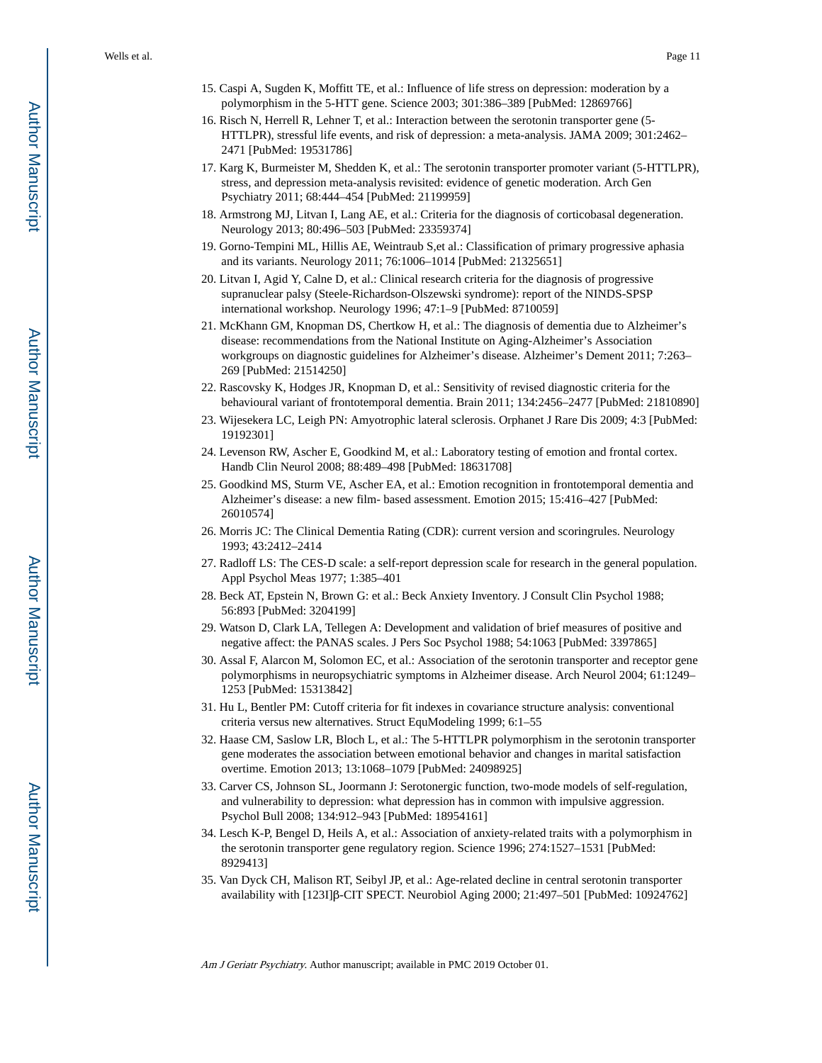15. Caspi A, Sugden K, Moffitt TE, et al.: Influence of life stress on depression: moderation by a polymorphism in the 5-HTT gene. Science 2003; 301:386–389 [PubMed: 12869766]
16. Risch N, Herrell R, Lehner T, et al.: Interaction between the serotonin transporter gene (5-HTTLPR), stressful life events, and risk of depression: a meta-analysis. JAMA 2009; 301:2462–2471 [PubMed: 19531786]
17. Karg K, Burmeister M, Shedden K, et al.: The serotonin transporter promoter variant (5-HTTLPR), stress, and depression meta-analysis revisited: evidence of genetic moderation. Arch Gen Psychiatry 2011; 68:444–454 [PubMed: 21199959]
18. Armstrong MJ, Litvan I, Lang AE, et al.: Criteria for the diagnosis of corticobasal degeneration. Neurology 2013; 80:496–503 [PubMed: 23359374]
19. Gorno-Tempini ML, Hillis AE, Weintraub S,et al.: Classification of primary progressive aphasia and its variants. Neurology 2011; 76:1006–1014 [PubMed: 21325651]
20. Litvan I, Agid Y, Calne D, et al.: Clinical research criteria for the diagnosis of progressive supranuclear palsy (Steele-Richardson-Olszewski syndrome): report of the NINDS-SPSP international workshop. Neurology 1996; 47:1–9 [PubMed: 8710059]
21. McKhann GM, Knopman DS, Chertkow H, et al.: The diagnosis of dementia due to Alzheimer's disease: recommendations from the National Institute on Aging-Alzheimer's Association workgroups on diagnostic guidelines for Alzheimer's disease. Alzheimer's Dement 2011; 7:263–269 [PubMed: 21514250]
22. Rascovsky K, Hodges JR, Knopman D, et al.: Sensitivity of revised diagnostic criteria for the behavioural variant of frontotemporal dementia. Brain 2011; 134:2456–2477 [PubMed: 21810890]
23. Wijesekera LC, Leigh PN: Amyotrophic lateral sclerosis. Orphanet J Rare Dis 2009; 4:3 [PubMed: 19192301]
24. Levenson RW, Ascher E, Goodkind M, et al.: Laboratory testing of emotion and frontal cortex. Handb Clin Neurol 2008; 88:489–498 [PubMed: 18631708]
25. Goodkind MS, Sturm VE, Ascher EA, et al.: Emotion recognition in frontotemporal dementia and Alzheimer's disease: a new film- based assessment. Emotion 2015; 15:416–427 [PubMed: 26010574]
26. Morris JC: The Clinical Dementia Rating (CDR): current version and scoringrules. Neurology 1993; 43:2412–2414
27. Radloff LS: The CES-D scale: a self-report depression scale for research in the general population. Appl Psychol Meas 1977; 1:385–401
28. Beck AT, Epstein N, Brown G: et al.: Beck Anxiety Inventory. J Consult Clin Psychol 1988; 56:893 [PubMed: 3204199]
29. Watson D, Clark LA, Tellegen A: Development and validation of brief measures of positive and negative affect: the PANAS scales. J Pers Soc Psychol 1988; 54:1063 [PubMed: 3397865]
30. Assal F, Alarcon M, Solomon EC, et al.: Association of the serotonin transporter and receptor gene polymorphisms in neuropsychiatric symptoms in Alzheimer disease. Arch Neurol 2004; 61:1249–1253 [PubMed: 15313842]
31. Hu L, Bentler PM: Cutoff criteria for fit indexes in covariance structure analysis: conventional criteria versus new alternatives. Struct EquModeling 1999; 6:1–55
32. Haase CM, Saslow LR, Bloch L, et al.: The 5-HTTLPR polymorphism in the serotonin transporter gene moderates the association between emotional behavior and changes in marital satisfaction overtime. Emotion 2013; 13:1068–1079 [PubMed: 24098925]
33. Carver CS, Johnson SL, Joormann J: Serotonergic function, two-mode models of self-regulation, and vulnerability to depression: what depression has in common with impulsive aggression. Psychol Bull 2008; 134:912–943 [PubMed: 18954161]
34. Lesch K-P, Bengel D, Heils A, et al.: Association of anxiety-related traits with a polymorphism in the serotonin transporter gene regulatory region. Science 1996; 274:1527–1531 [PubMed: 8929413]
35. Van Dyck CH, Malison RT, Seibyl JP, et al.: Age-related decline in central serotonin transporter availability with [123I]β-CIT SPECT. Neurobiol Aging 2000; 21:497–501 [PubMed: 10924762]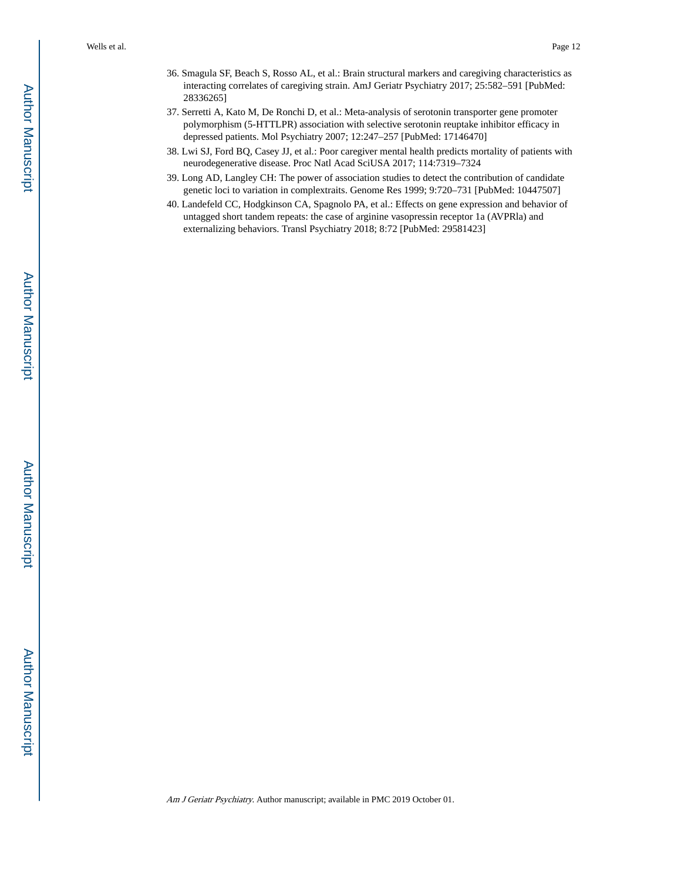36. Smagula SF, Beach S, Rosso AL, et al.: Brain structural markers and caregiving characteristics as interacting correlates of caregiving strain. AmJ Geriatr Psychiatry 2017; 25:582–591 [PubMed: 28336265]
37. Serretti A, Kato M, De Ronchi D, et al.: Meta-analysis of serotonin transporter gene promoter polymorphism (5-HTTLPR) association with selective serotonin reuptake inhibitor efficacy in depressed patients. Mol Psychiatry 2007; 12:247–257 [PubMed: 17146470]
38. Lwi SJ, Ford BQ, Casey JJ, et al.: Poor caregiver mental health predicts mortality of patients with neurodegenerative disease. Proc Natl Acad SciUSA 2017; 114:7319–7324
39. Long AD, Langley CH: The power of association studies to detect the contribution of candidate genetic loci to variation in complextraits. Genome Res 1999; 9:720–731 [PubMed: 10447507]
40. Landefeld CC, Hodgkinson CA, Spagnolo PA, et al.: Effects on gene expression and behavior of untagged short tandem repeats: the case of arginine vasopressin receptor 1a (AVPRla) and externalizing behaviors. Transl Psychiatry 2018; 8:72 [PubMed: 29581423]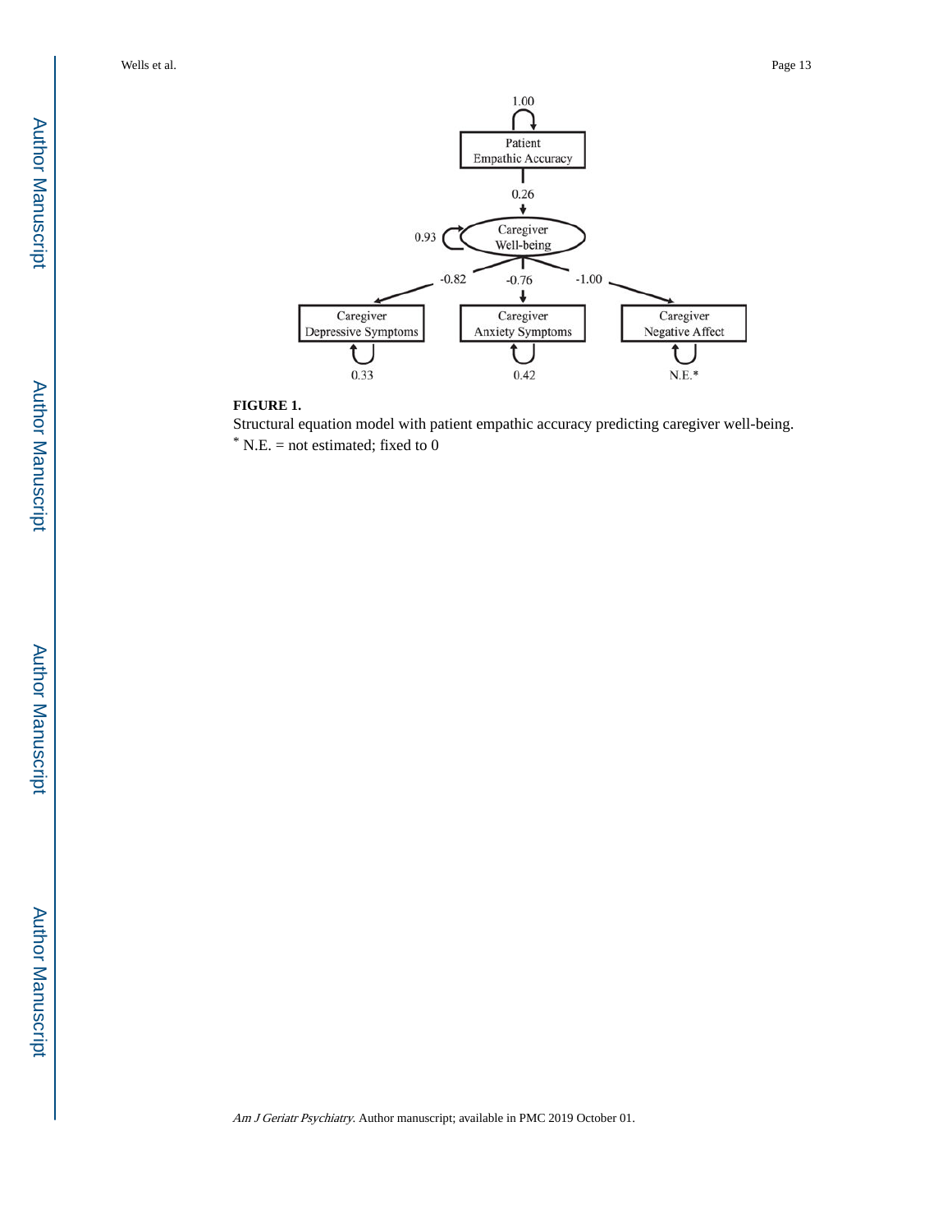**FIGURE 1.**

Structural equation model with patient empathic accuracy predicting caregiver well-being.

[*] N.E. = not estimated; fixed to 0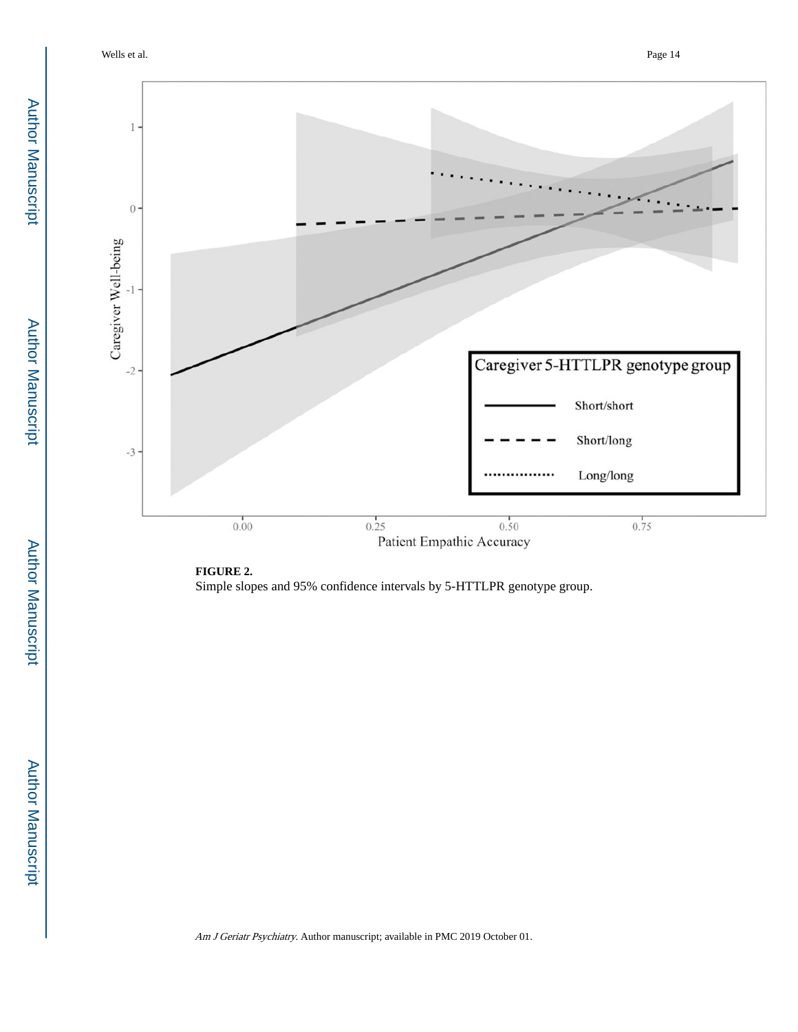**FIGURE 2.**

Simple slopes and 95% confidence intervals by 5-HTTLPR genotype group.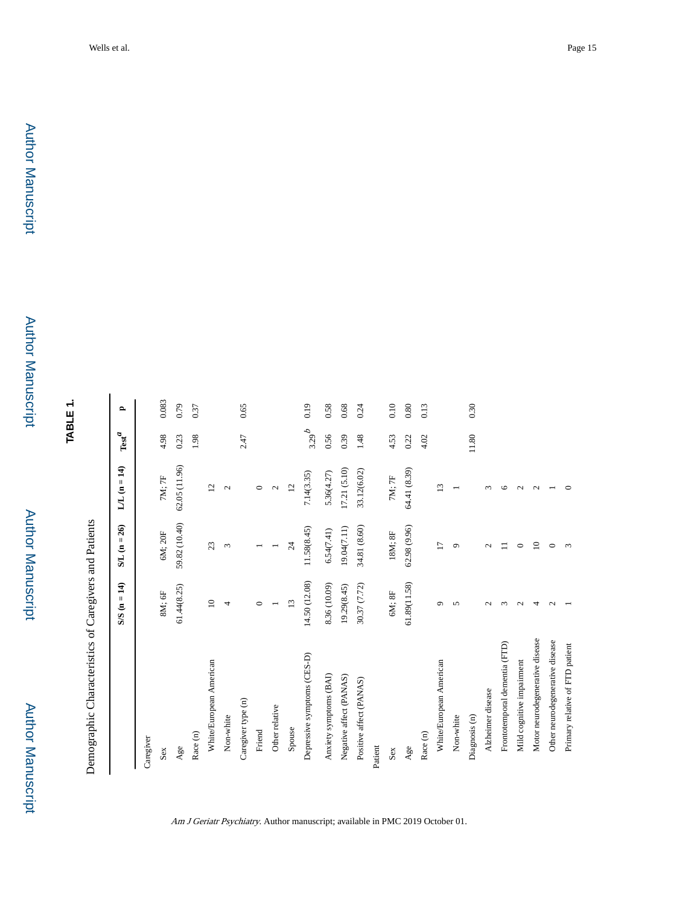# TABLE 1.

Demographic Characteristics of Caregivers and Patients

| | S/S (n = 14) | S/L (n = 26) | L/L (n = 14) | Test[a] | p |
|---|---|---|---|---|---|
| Caregiver | | | | | |
| Sex | 8M; 6F | 6M; 20F | 7M; 7F | 4.98 | 0.083 |
| Age | 61.44(8.25) | 59.82 (10.40) | 62.05 (11.96) | 0.23 | 0.79 |
| Race (n) | | | | 1.98 | 0.37 |
| White/European American | 10 | 23 | 12 | | |
| Non-white | 4 | 3 | 2 | | |
| Caregiver type (n) | | | | 2.47 | 0.65 |
| Friend | 0 | 1 | 0 | | |
| Other relative | 1 | 1 | 2 | | |
| Spouse | 13 | 24 | 12 | | |
| Depressive symptoms (CES-D) | 14.50 (12.08) | 11.58(8.45) | 7.14(3.35) | 3.29[b] | 0.19 |
| Anxiety symptoms (BAI) | 8.36 (10.09) | 6.54(7.41) | 5.36(4.27) | 0.56 | 0.58 |
| Negative affect (PANAS) | 19.29(8.45) | 19.04(7.11) | 17.21 (5.10) | 0.39 | 0.68 |
| Positive affect (PANAS) | 30.37 (7.72) | 34.81 (8.60) | 33.12(6.02) | 1.48 | 0.24 |
| Patient | | | | | |
| Sex | 6M; 8F | 18M; 8F | 7M; 7F | 4.53 | 0.10 |
| Age | 61.89(11.58) | 62.98 (9.96) | 64.41 (8.39) | 0.22 | 0.80 |
| Race (n) | | | | 4.02 | 0.13 |
| White/European American | 9 | 17 | 13 | | |
| Non-white | 5 | 9 | 1 | | |
| Diagnosis (n) | | | | 11.80 | 0.30 |
| Alzheimer disease | 2 | 2 | 3 | | |
| Frontotemporal dementia (FTD) | 3 | 11 | 6 | | |
| Mild cognitive impairment | 2 | 0 | 2 | | |
| Motor neurodegenerative disease | 4 | 10 | 2 | | |
| Other neurodegenerative disease | 2 | 0 | 1 | | |
| Primary relative of FTD patient | 1 | 3 | 0 | | |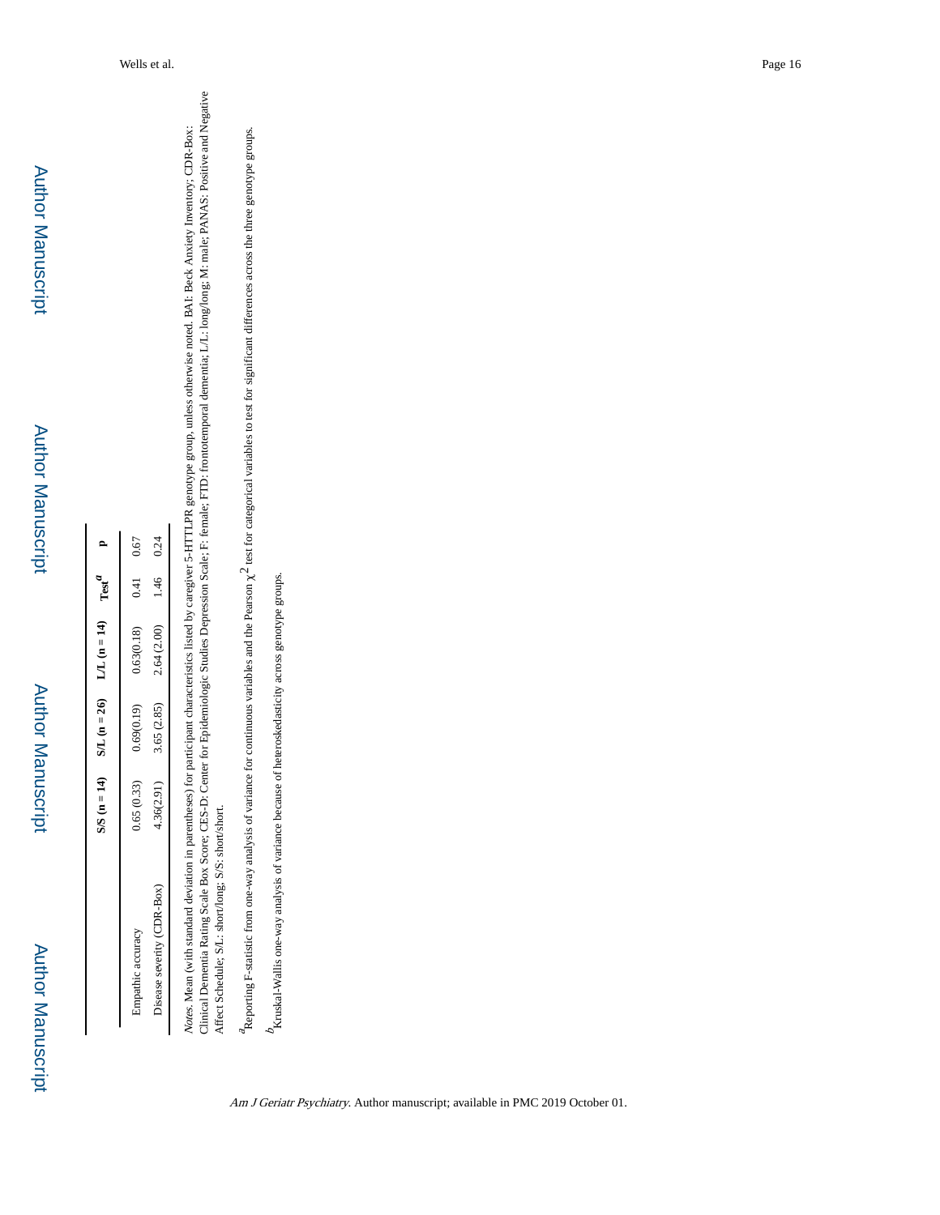|  | S/S (n = 14) | S/L (n = 26) | L/L (n = 14) | Test[a] | p |
|---|---|---|---|---|---|
| Empathic accuracy | 0.65 (0.33) | 0.69(0.19) | 0.63(0.18) | 0.41 | 0.67 |
| Disease severity (CDR-Box) | 4.36(2.91) | 3.65 (2.85) | 2.64 (2.00) | 1.46 | 0.24 |

*Notes*. Mean (with standard deviation in parentheses) for participant characteristics listed by caregiver 5-HTTLPR genotype group, unless otherwise noted. BAI: Beck Anxiety Inventory; CDR-Box: Clinical Dementia Rating Scale Box Score; CES-D: Center for Epidemiologic Studies Depression Scale; F: female; FTD: frontotemporal dementia; L/L: long/long; M: male; PANAS: Positive and Negative Affect Schedule; S/L: short/long; S/S: short/short.

[a] Reporting F-statistic from one-way analysis of variance for continuous variables and the Pearson $\chi^2$ test for categorical variables to test for significant differences across the three genotype groups.

[b] Kruskal-Wallis one-way analysis of variance because of heteroskedasticity across genotype groups.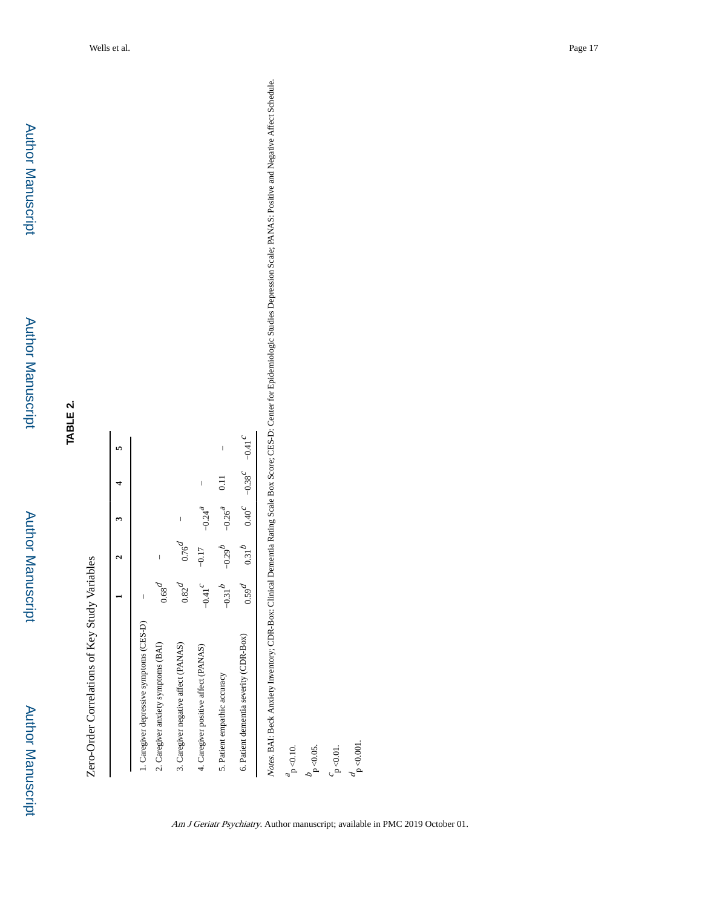**TABLE 2.**

Zero-Order Correlations of Key Study Variables

| | 1 | 2 | 3 | 4 | 5 |
|---|---|---|---|---|---|
| 1. Caregiver depressive symptoms (CES-D) | – | | | | |
| 2. Caregiver anxiety symptoms (BAI) | 0.68[d] | – | | | |
| 3. Caregiver negative affect (PANAS) | 0.82[d] | 0.76[d] | – | | |
| 4. Caregiver positive affect (PANAS) | −0.41[c] | −0.17 | −0.24[a] | – | |
| 5. Patient empathic accuracy | −0.31[b] | −0.29[b] | −0.26[a] | 0.11 | – |
| 6. Patient dementia severity (CDR-Box) | 0.59[d] | 0.31[b] | 0.40[c] | −0.38[c] | −0.41[c] |

*Notes.* BAI: Beck Anxiety Inventory; CDR-Box: Clinical Dementia Rating Scale Box Score; CES-D: Center for Epidemiologic Studies Depression Scale; PANAS: Positive and Negative Affect Schedule.

[a] $p < 0.10$.

[b] $p < 0.05$.

[c] $p < 0.01$.

[d] $p < 0.001$.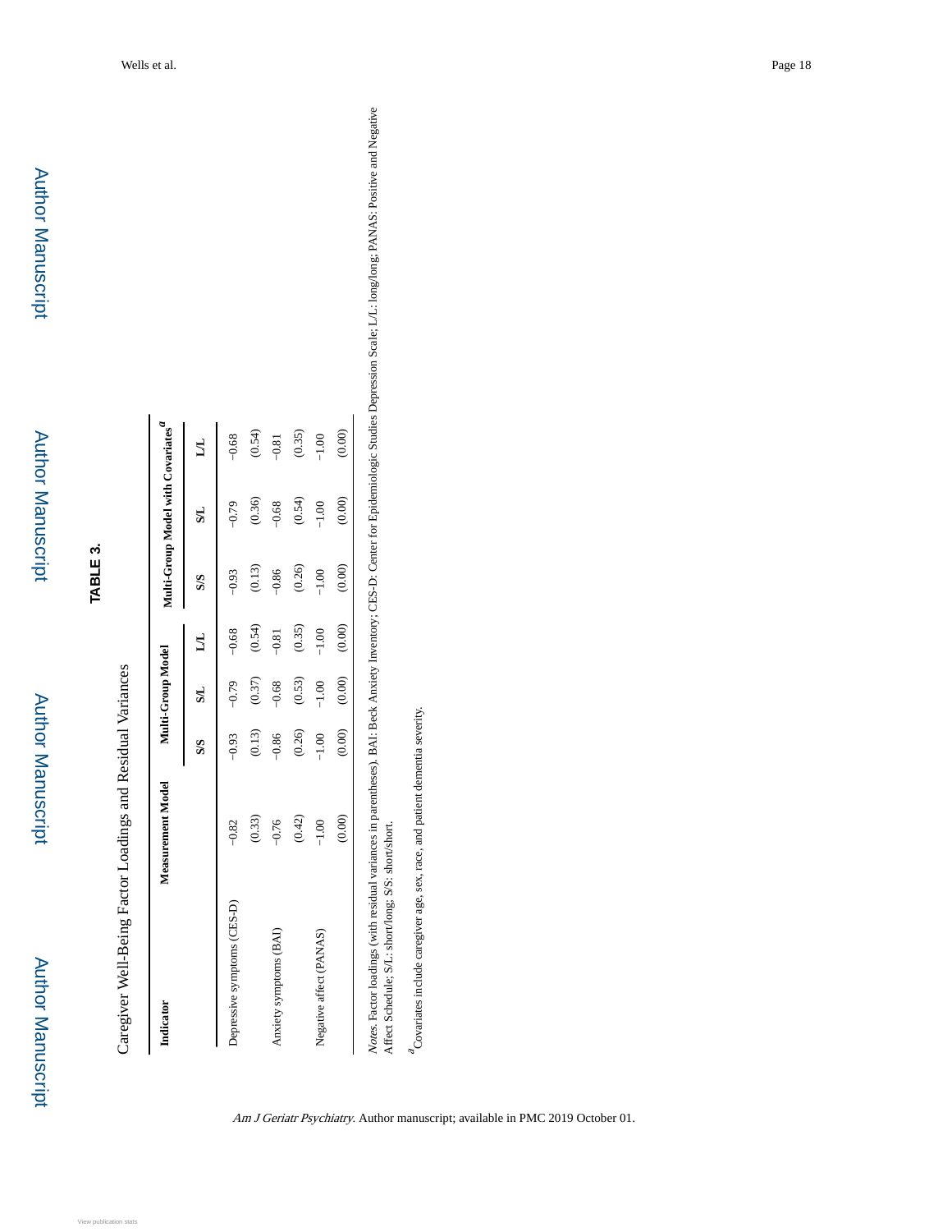## TABLE 3.

Caregiver Well-Being Factor Loadings and Residual Variances

| Indicator | Measurement Model | Multi-Group Model | | | Multi-Group Model with Covariates[a] | | |
|---|---|---|---|---|---|---|---|
| | | S/S | S/L | L/L | S/S | S/L | L/L |
| Depressive symptoms (CES-D) | −0.82 | −0.93 | −0.79 | −0.68 | −0.93 | −0.79 | −0.68 |
| | (0.33) | (0.13) | (0.37) | (0.54) | (0.13) | (0.36) | (0.54) |
| Anxiety symptoms (BAI) | −0.76 | −0.86 | −0.68 | −0.81 | −0.86 | −0.68 | −0.81 |
| | (0.42) | (0.26) | (0.53) | (0.35) | (0.26) | (0.54) | (0.35) |
| Negative affect (PANAS) | −1.00 | −1.00 | −1.00 | −1.00 | −1.00 | −1.00 | −1.00 |
| | (0.00) | (0.00) | (0.00) | (0.00) | (0.00) | (0.00) | (0.00) |

*Notes.* Factor loadings (with residual variances in parentheses). BAI: Beck Anxiety Inventory; CES-D: Center for Epidemiologic Studies Depression Scale; L/L: long/long; PANAS: Positive and Negative Affect Schedule; S/L: short/long; S/S: short/short.

[a] Covariates include caregiver age, sex, race, and patient dementia severity.